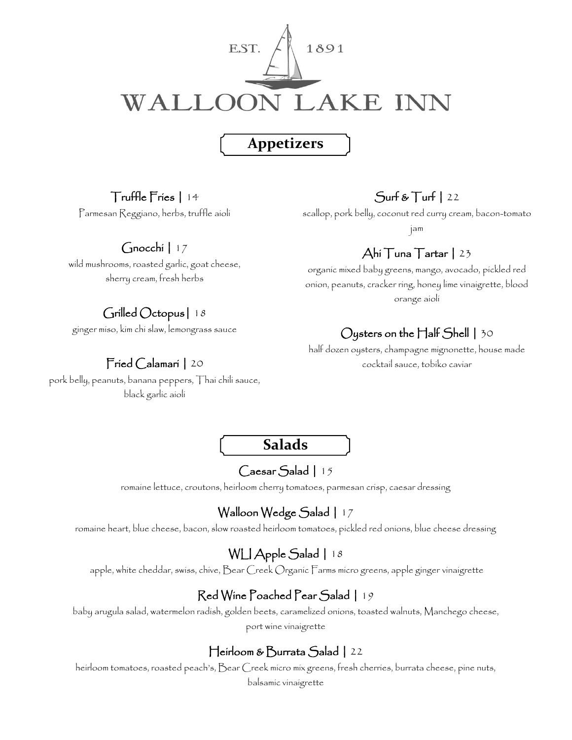EST. 1891

# WALLOON LAKE INN

## Appetizers

### Truffle Fries | 14
Parmesan Reggiano, herbs, truffle aioli

### Gnocchi | 17
wild mushrooms, roasted garlic, goat cheese, sherry cream, fresh herbs

### Grilled Octopus | 18
ginger miso, kim chi slaw, lemongrass sauce

### Fried Calamari | 20
pork belly, peanuts, banana peppers, Thai chili sauce, black garlic aioli

### Surf & Turf | 22
scallop, pork belly, coconut red curry cream, bacon-tomato jam

### Ahi Tuna Tartar | 23
organic mixed baby greens, mango, avocado, pickled red onion, peanuts, cracker ring, honey lime vinaigrette, blood orange aioli

### Oysters on the Half Shell | 30
half dozen oysters, champagne mignonette, house made cocktail sauce, tobiko caviar

## Salads

### Caesar Salad | 15
romaine lettuce, croutons, heirloom cherry tomatoes, parmesan crisp, caesar dressing

### Walloon Wedge Salad | 17
romaine heart, blue cheese, bacon, slow roasted heirloom tomatoes, pickled red onions, blue cheese dressing

### WLI Apple Salad | 18
apple, white cheddar, swiss, chive, Bear Creek Organic Farms micro greens, apple ginger vinaigrette

### Red Wine Poached Pear Salad | 19
baby arugula salad, watermelon radish, golden beets, caramelized onions, toasted walnuts, Manchego cheese, port wine vinaigrette

### Heirloom & Burrata Salad | 22
heirloom tomatoes, roasted peach's, Bear Creek micro mix greens, fresh cherries, burrata cheese, pine nuts, balsamic vinaigrette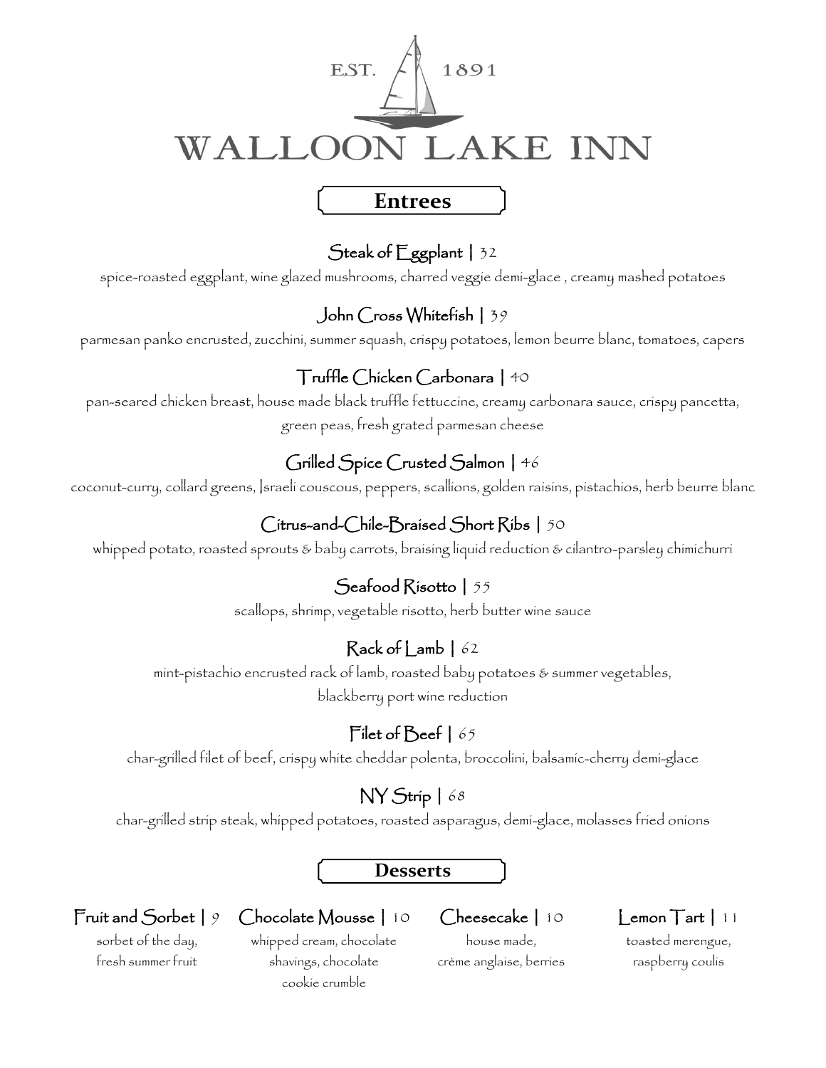EST. 1891

# WALLOON LAKE INN

## Entrees

### Steak of Eggplant | 32

spice-roasted eggplant, wine glazed mushrooms, charred veggie demi-glace , creamy mashed potatoes

### John Cross Whitefish | 39

parmesan panko encrusted, zucchini, summer squash, crispy potatoes, lemon beurre blanc, tomatoes, capers

### Truffle Chicken Carbonara | 40

pan-seared chicken breast, house made black truffle fettuccine, creamy carbonara sauce, crispy pancetta, green peas, fresh grated parmesan cheese

### Grilled Spice Crusted Salmon | 46

coconut-curry, collard greens, Israeli couscous, peppers, scallions, golden raisins, pistachios, herb beurre blanc

### Citrus-and-Chile-Braised Short Ribs | 50

whipped potato, roasted sprouts & baby carrots, braising liquid reduction & cilantro-parsley chimichurri

### Seafood Risotto | 55

scallops, shrimp, vegetable risotto, herb butter wine sauce

### Rack of Lamb | 62

mint-pistachio encrusted rack of lamb, roasted baby potatoes & summer vegetables, blackberry port wine reduction

### Filet of Beef | 65

char-grilled filet of beef, crispy white cheddar polenta, broccolini, balsamic-cherry demi-glace

### NY Strip | 68

char-grilled strip steak, whipped potatoes, roasted asparagus, demi-glace, molasses fried onions

## Desserts

### Fruit and Sorbet | 9

sorbet of the day, fresh summer fruit

### Chocolate Mousse | 10

whipped cream, chocolate shavings, chocolate cookie crumble

### Cheesecake | 10

house made, crème anglaise, berries

### Lemon Tart | 11

toasted merengue, raspberry coulis